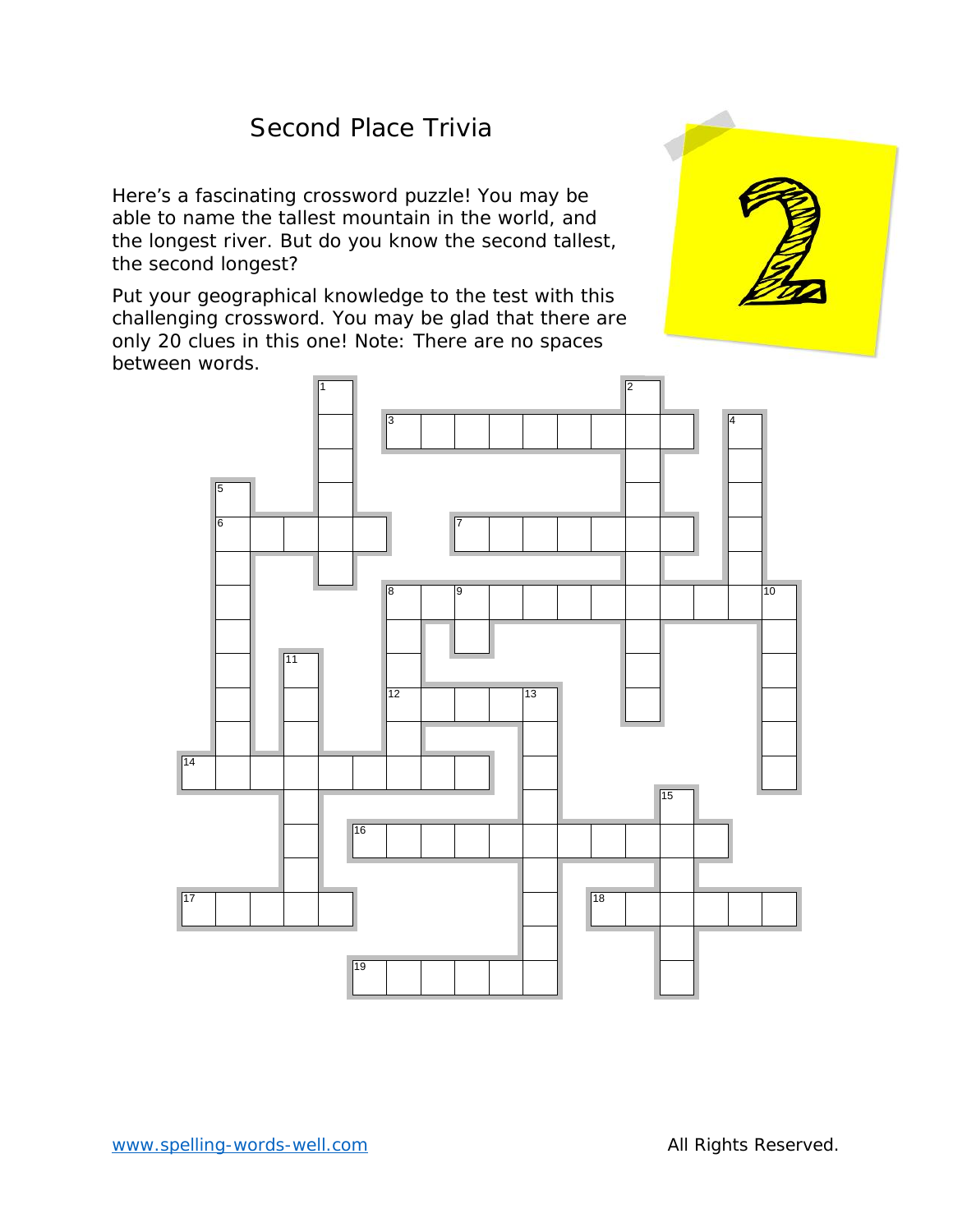# Second Place Trivia

Here's a fascinating crossword puzzle! You may be able to name the tallest mountain in the world, and the longest river. But do you know the second tallest, the second longest?

Put your geographical knowledge to the test with this challenging crossword. You may be glad that there are only 20 clues in this one! Note: There are no spaces between words.

www.spelling-words-well.com

All Rights Reserved.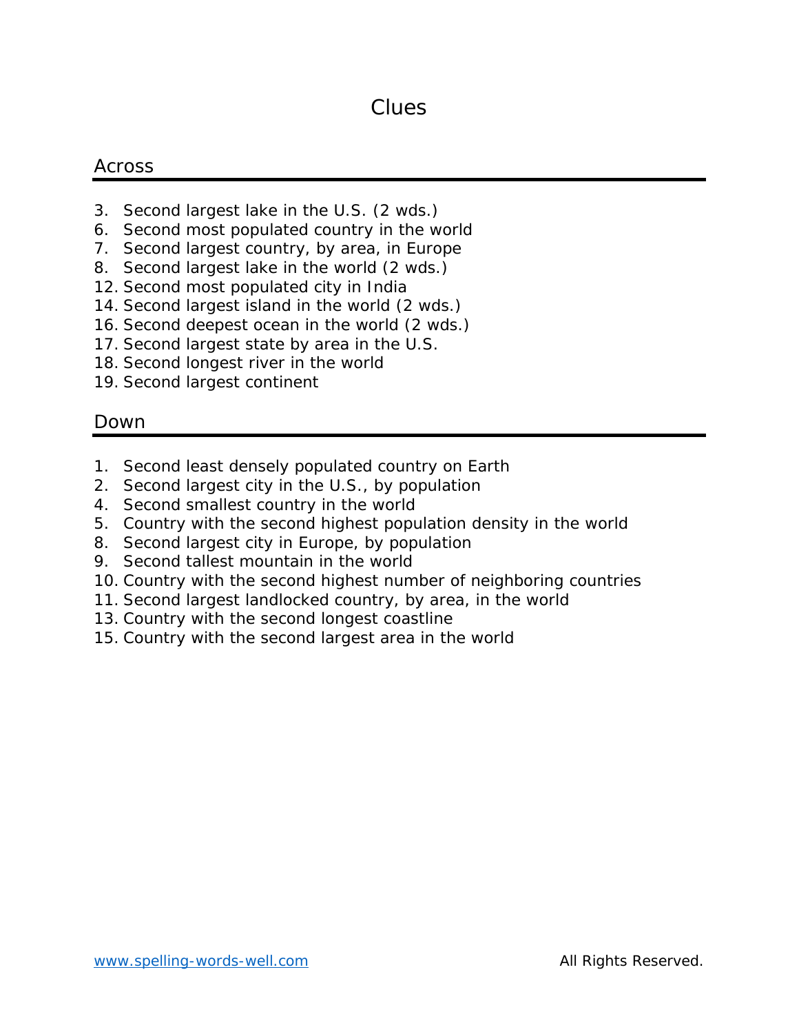# Clues

## Across

3. Second largest lake in the U.S. (2 wds.)
6. Second most populated country in the world
7. Second largest country, by area, in Europe
8. Second largest lake in the world (2 wds.)
12. Second most populated city in India
14. Second largest island in the world (2 wds.)
16. Second deepest ocean in the world (2 wds.)
17. Second largest state by area in the U.S.
18. Second longest river in the world
19. Second largest continent

## Down

1. Second least densely populated country on Earth
2. Second largest city in the U.S., by population
4. Second smallest country in the world
5. Country with the second highest population density in the world
8. Second largest city in Europe, by population
9. Second tallest mountain in the world
10. Country with the second highest number of neighboring countries
11. Second largest landlocked country, by area, in the world
13. Country with the second longest coastline
15. Country with the second largest area in the world

www.spelling-words-well.com All Rights Reserved.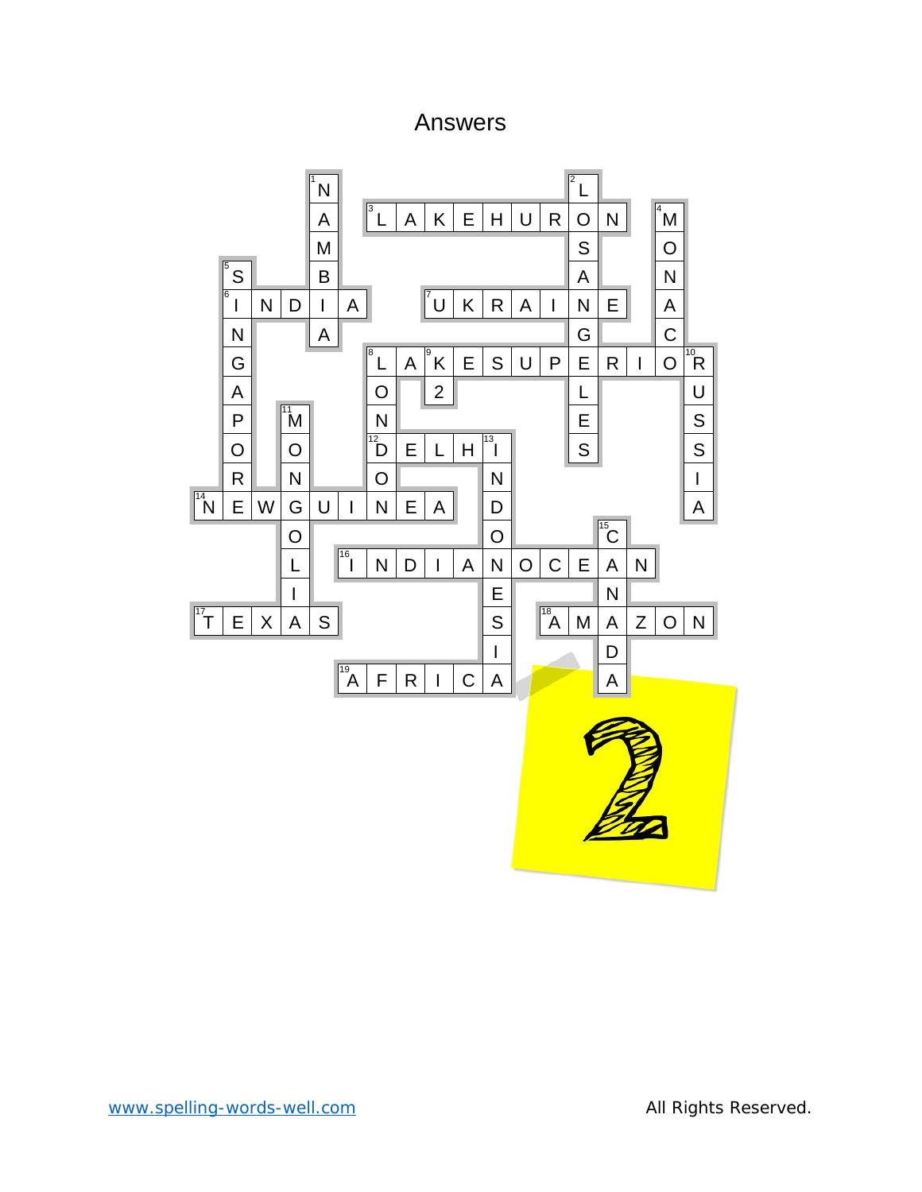# Answers

**Across**

3. LAKE HURON
6. INDIA
7. UKRAINE
8. LAKE SUPERIOR
12. DELHI
14. NEW GUINEA
16. INDIAN OCEAN
17. TEXAS
18. AMAZON
19. AFRICA

**Down**

1. NAMBIA
2. LOS ANGELES
4. MONACO
5. SINGAPORE
8. LONDON
9. K2
10. RUSSIA
11. MONGOLIA
13. INDONESIA
15. CANADA

2

www.spelling-words-well.com All Rights Reserved.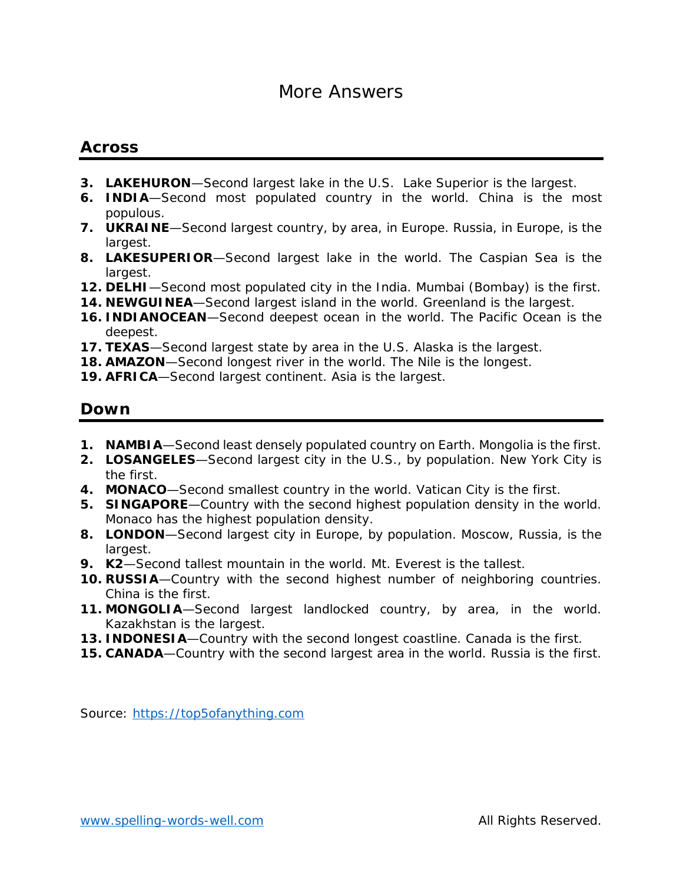# More Answers

## Across

3. **LAKEHURON**—Second largest lake in the U.S. Lake Superior is the largest.
6. **INDIA**—Second most populated country in the world. China is the most populous.
7. **UKRAINE**—Second largest country, by area, in Europe. Russia, in Europe, is the largest.
8. **LAKESUPERIOR**—Second largest lake in the world. The Caspian Sea is the largest.
12. **DELHI**—Second most populated city in the India. Mumbai (Bombay) is the first.
14. **NEWGUINEA**—Second largest island in the world. Greenland is the largest.
16. **INDIANOCEAN**—Second deepest ocean in the world. The Pacific Ocean is the deepest.
17. **TEXAS**—Second largest state by area in the U.S. Alaska is the largest.
18. **AMAZON**—Second longest river in the world. The Nile is the longest.
19. **AFRICA**—Second largest continent. Asia is the largest.

## Down

1. **NAMBIA**—Second least densely populated country on Earth. Mongolia is the first.
2. **LOSANGELES**—Second largest city in the U.S., by population. New York City is the first.
4. **MONACO**—Second smallest country in the world. Vatican City is the first.
5. **SINGAPORE**—Country with the second highest population density in the world. Monaco has the highest population density.
8. **LONDON**—Second largest city in Europe, by population. Moscow, Russia, is the largest.
9. **K2**—Second tallest mountain in the world. Mt. Everest is the tallest.
10. **RUSSIA**—Country with the second highest number of neighboring countries. China is the first.
11. **MONGOLIA**—Second largest landlocked country, by area, in the world. Kazakhstan is the largest.
13. **INDONESIA**—Country with the second longest coastline. Canada is the first.
15. **CANADA**—Country with the second largest area in the world. Russia is the first.

Source: [https://top5ofanything.com](https://top5ofanything.com)

[www.spelling-words-well.com](http://www.spelling-words-well.com) All Rights Reserved.